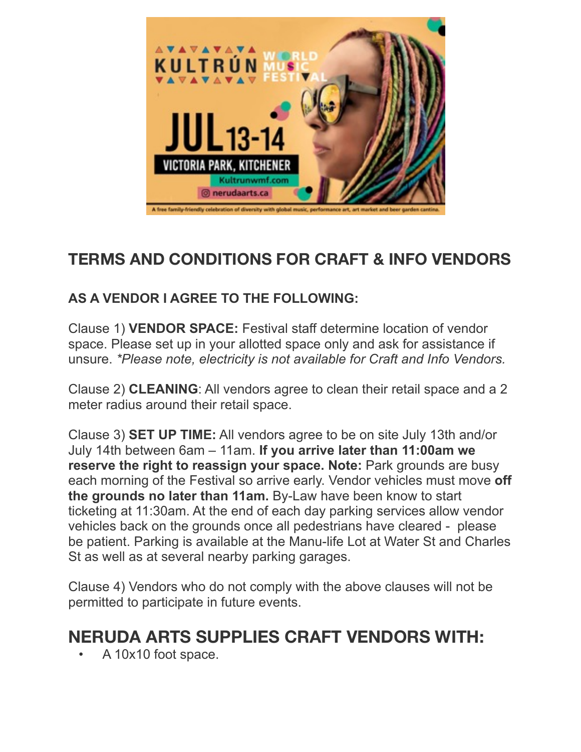KULTRÚN WORLD MUSIC FESTIVAL

JUL 13-14

VICTORIA PARK, KITCHENER

Kultrunwmf.com

nerudaarts.ca

A free family-friendly celebration of diversity with global music, performance art, art market and beer garden cantina.

## TERMS AND CONDITIONS FOR CRAFT & INFO VENDORS

### AS A VENDOR I AGREE TO THE FOLLOWING:

Clause 1) **VENDOR SPACE:** Festival staff determine location of vendor space. Please set up in your allotted space only and ask for assistance if unsure. *\*Please note, electricity is not available for Craft and Info Vendors.*

Clause 2) **CLEANING**: All vendors agree to clean their retail space and a 2 meter radius around their retail space.

Clause 3) **SET UP TIME:** All vendors agree to be on site July 13th and/or July 14th between 6am – 11am. **If you arrive later than 11:00am we reserve the right to reassign your space. Note:** Park grounds are busy each morning of the Festival so arrive early. Vendor vehicles must move **off the grounds no later than 11am.** By-Law have been know to start ticketing at 11:30am. At the end of each day parking services allow vendor vehicles back on the grounds once all pedestrians have cleared - please be patient. Parking is available at the Manu-life Lot at Water St and Charles St as well as at several nearby parking garages.

Clause 4) Vendors who do not comply with the above clauses will not be permitted to participate in future events.

## NERUDA ARTS SUPPLIES CRAFT VENDORS WITH:

- A 10x10 foot space.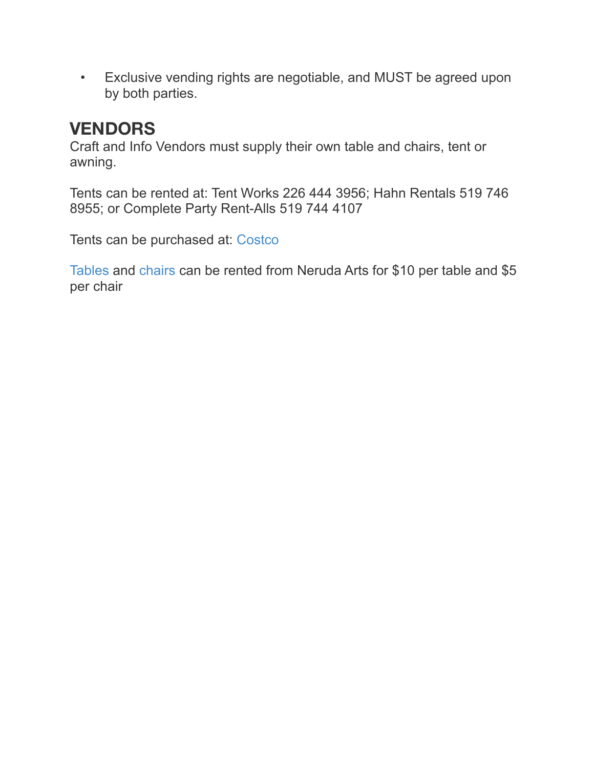- Exclusive vending rights are negotiable, and MUST be agreed upon by both parties.

## VENDORS

Craft and Info Vendors must supply their own table and chairs, tent or awning.

Tents can be rented at: Tent Works 226 444 3956; Hahn Rentals 519 746 8955; or Complete Party Rent-Alls 519 744 4107

Tents can be purchased at: Costco

Tables and chairs can be rented from Neruda Arts for $10 per table and $5 per chair